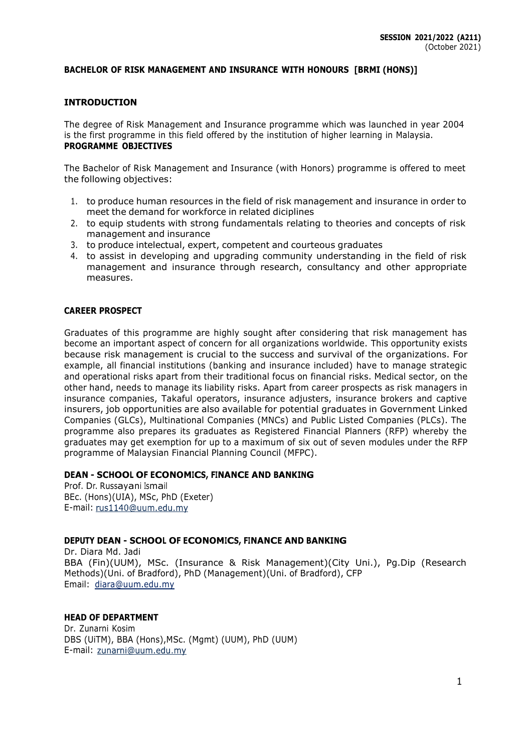**SESSION 2021/2022 (A211)**
(October 2021)

**BACHELOR OF RISK MANAGEMENT AND INSURANCE WITH HONOURS [BRMI (HONS)]**

## INTRODUCTION

The degree of Risk Management and Insurance programme which was launched in year 2004 is the first programme in this field offered by the institution of higher learning in Malaysia.

## PROGRAMME OBJECTIVES

The Bachelor of Risk Management and Insurance (with Honors) programme is offered to meet the following objectives:

1. to produce human resources in the field of risk management and insurance in order to meet the demand for workforce in related diciplines
2. to equip students with strong fundamentals relating to theories and concepts of risk management and insurance
3. to produce intelectual, expert, competent and courteous graduates
4. to assist in developing and upgrading community understanding in the field of risk management and insurance through research, consultancy and other appropriate measures.

## CAREER PROSPECT

Graduates of this programme are highly sought after considering that risk management has become an important aspect of concern for all organizations worldwide. This opportunity exists because risk management is crucial to the success and survival of the organizations. For example, all financial institutions (banking and insurance included) have to manage strategic and operational risks apart from their traditional focus on financial risks. Medical sector, on the other hand, needs to manage its liability risks. Apart from career prospects as risk managers in insurance companies, Takaful operators, insurance adjusters, insurance brokers and captive insurers, job opportunities are also available for potential graduates in Government Linked Companies (GLCs), Multinational Companies (MNCs) and Public Listed Companies (PLCs). The programme also prepares its graduates as Registered Financial Planners (RFP) whereby the graduates may get exemption for up to a maximum of six out of seven modules under the RFP programme of Malaysian Financial Planning Council (MFPC).

### DEAN - SCHOOL OF ECONOMICS, FINANCE AND BANKING

Prof. Dr. Russayani Ismail
BEc. (Hons)(UIA), MSc, PhD (Exeter)
E-mail: rus1140@uum.edu.my

### DEPUTY DEAN - SCHOOL OF ECONOMICS, FINANCE AND BANKING

Dr. Diara Md. Jadi
BBA (Fin)(UUM), MSc. (Insurance & Risk Management)(City Uni.), Pg.Dip (Research Methods)(Uni. of Bradford), PhD (Management)(Uni. of Bradford), CFP
Email: diara@uum.edu.my

### HEAD OF DEPARTMENT

Dr. Zunarni Kosim
DBS (UiTM), BBA (Hons),MSc. (Mgmt) (UUM), PhD (UUM)
E-mail: zunarni@uum.edu.my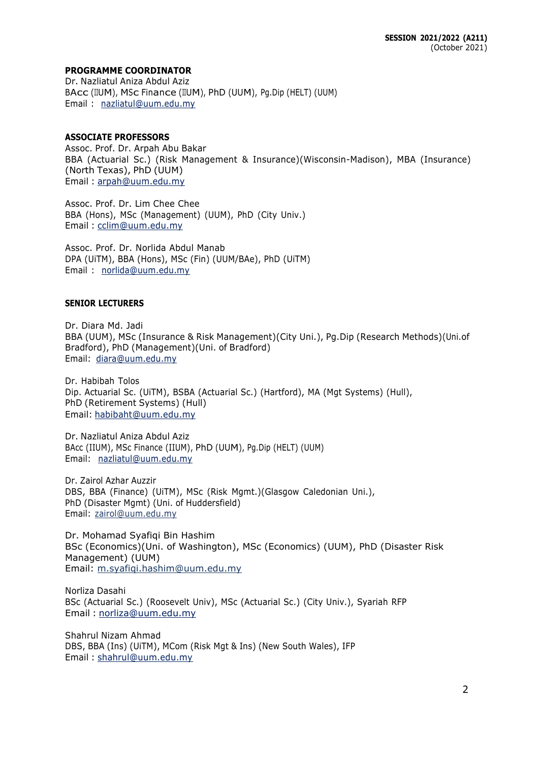**SESSION 2021/2022 (A211)**
(October 2021)

**PROGRAMME COORDINATOR**

Dr. Nazliatul Aniza Abdul Aziz
BAcc (IIUM), MSc Finance (IIUM), PhD (UUM), Pg.Dip (HELT) (UUM)
Email : nazliatul@uum.edu.my

**ASSOCIATE PROFESSORS**

Assoc. Prof. Dr. Arpah Abu Bakar
BBA (Actuarial Sc.) (Risk Management & Insurance)(Wisconsin-Madison), MBA (Insurance) (North Texas), PhD (UUM)
Email : arpah@uum.edu.my

Assoc. Prof. Dr. Lim Chee Chee
BBA (Hons), MSc (Management) (UUM), PhD (City Univ.)
Email : cclim@uum.edu.my

Assoc. Prof. Dr. Norlida Abdul Manab
DPA (UiTM), BBA (Hons), MSc (Fin) (UUM/BAe), PhD (UiTM)
Email : norlida@uum.edu.my

**SENIOR LECTURERS**

Dr. Diara Md. Jadi
BBA (UUM), MSc (Insurance & Risk Management)(City Uni.), Pg.Dip (Research Methods)(Uni.of Bradford), PhD (Management)(Uni. of Bradford)
Email: diara@uum.edu.my

Dr. Habibah Tolos
Dip. Actuarial Sc. (UiTM), BSBA (Actuarial Sc.) (Hartford), MA (Mgt Systems) (Hull), PhD (Retirement Systems) (Hull)
Email: habibaht@uum.edu.my

Dr. Nazliatul Aniza Abdul Aziz
BAcc (IIUM), MSc Finance (IIUM), PhD (UUM), Pg.Dip (HELT) (UUM)
Email: nazliatul@uum.edu.my

Dr. Zairol Azhar Auzzir
DBS, BBA (Finance) (UiTM), MSc (Risk Mgmt.)(Glasgow Caledonian Uni.), PhD (Disaster Mgmt) (Uni. of Huddersfield)
Email: zairol@uum.edu.my

Dr. Mohamad Syafiqi Bin Hashim
BSc (Economics)(Uni. of Washington), MSc (Economics) (UUM), PhD (Disaster Risk Management) (UUM)
Email: m.syafiqi.hashim@uum.edu.my

Norliza Dasahi
BSc (Actuarial Sc.) (Roosevelt Univ), MSc (Actuarial Sc.) (City Univ.), Syariah RFP
Email : norliza@uum.edu.my

Shahrul Nizam Ahmad
DBS, BBA (Ins) (UiTM), MCom (Risk Mgt & Ins) (New South Wales), IFP
Email : shahrul@uum.edu.my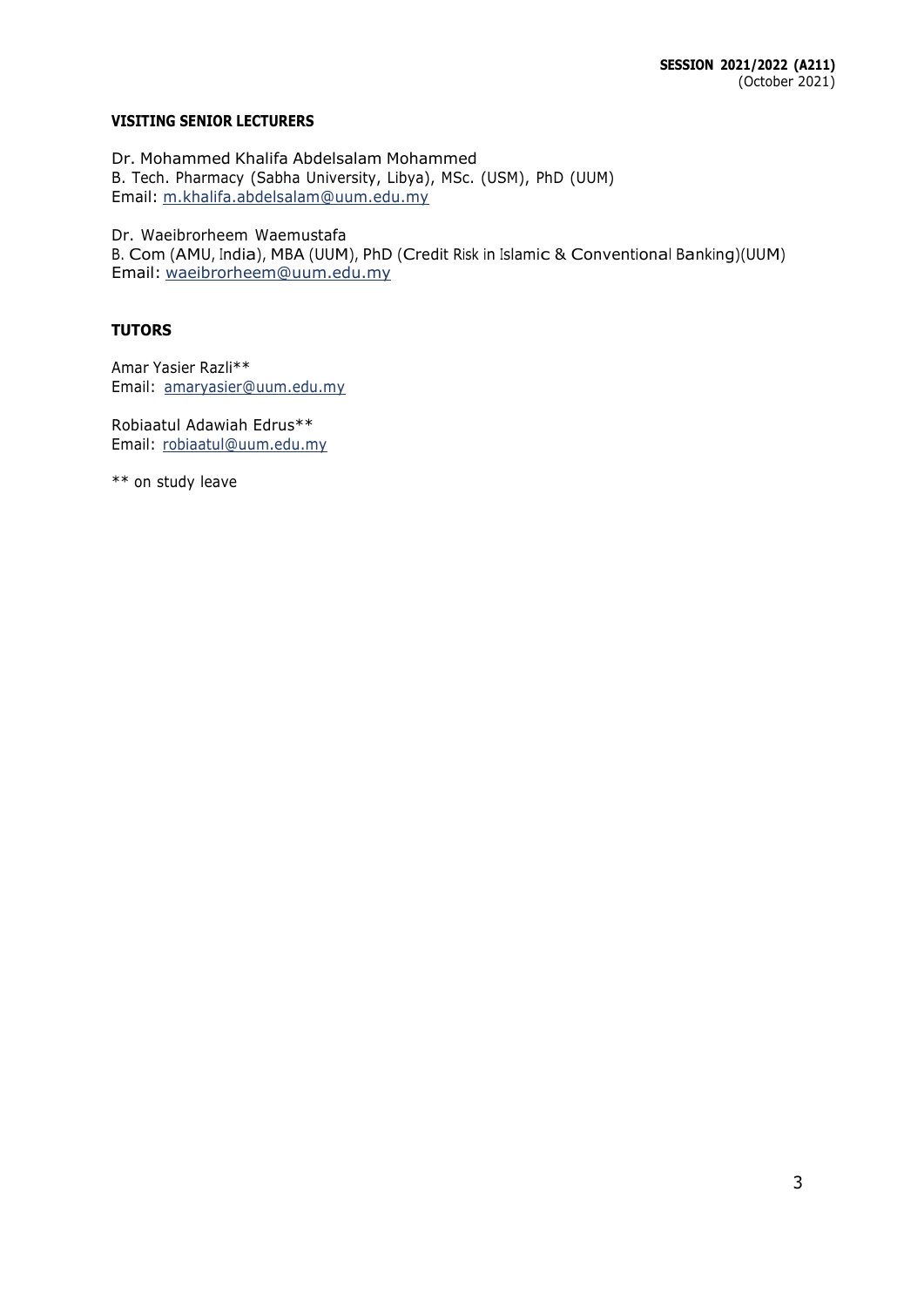## VISITING SENIOR LECTURERS

Dr. Mohammed Khalifa Abdelsalam Mohammed
B. Tech. Pharmacy (Sabha University, Libya), MSc. (USM), PhD (UUM)
Email: m.khalifa.abdelsalam@uum.edu.my

Dr. Waeibrorheem Waemustafa
B. Com (AMU, India), MBA (UUM), PhD (Credit Risk in Islamic & Conventional Banking)(UUM)
Email: waeibrorheem@uum.edu.my

## TUTORS

Amar Yasier Razli**
Email: amaryasier@uum.edu.my

Robiaatul Adawiah Edrus**
Email: robiaatul@uum.edu.my

** on study leave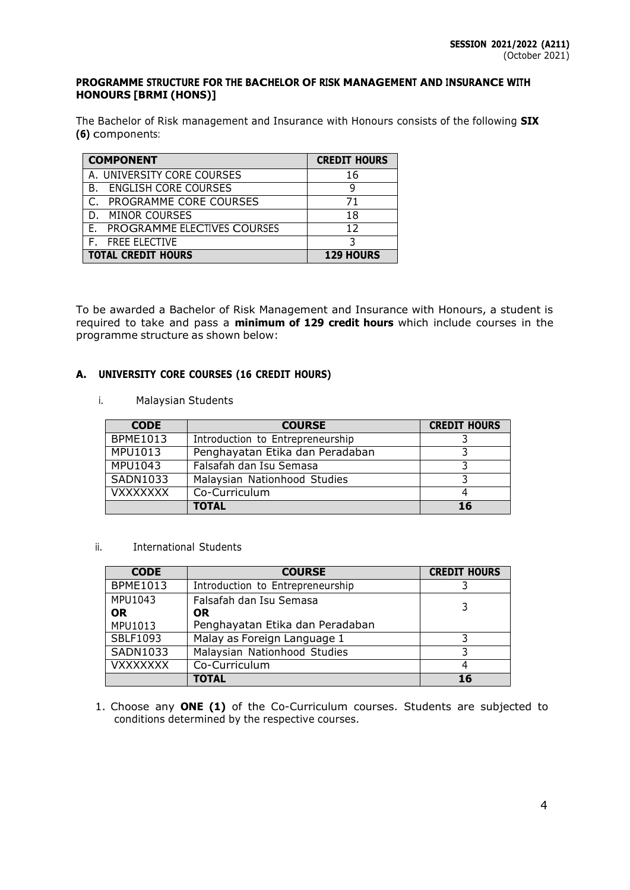**SESSION 2021/2022 (A211)**
(October 2021)

## PROGRAMME STRUCTURE FOR THE BACHELOR OF RISK MANAGEMENT AND INSURANCE WITH HONOURS [BRMI (HONS)]

The Bachelor of Risk management and Insurance with Honours consists of the following **SIX (6)** components:

| COMPONENT | CREDIT HOURS |
|---|---|
| A. UNIVERSITY CORE COURSES | 16 |
| B. ENGLISH CORE COURSES | 9 |
| C. PROGRAMME CORE COURSES | 71 |
| D. MINOR COURSES | 18 |
| E. PROGRAMME ELECTIVES COURSES | 12 |
| F. FREE ELECTIVE | 3 |
| **TOTAL CREDIT HOURS** | **129 HOURS** |

To be awarded a Bachelor of Risk Management and Insurance with Honours, a student is required to take and pass a **minimum of 129 credit hours** which include courses in the programme structure as shown below:

### A. UNIVERSITY CORE COURSES (16 CREDIT HOURS)

i. Malaysian Students

| CODE | COURSE | CREDIT HOURS |
|---|---|---|
| BPME1013 | Introduction to Entrepreneurship | 3 |
| MPU1013 | Penghayatan Etika dan Peradaban | 3 |
| MPU1043 | Falsafah dan Isu Semasa | 3 |
| SADN1033 | Malaysian Nationhood Studies | 3 |
| VXXXXXXX | Co-Curriculum | 4 |
| | **TOTAL** | **16** |

ii. International Students

| CODE | COURSE | CREDIT HOURS |
|---|---|---|
| MPU1043 **OR** MPU1013 | Falsafah dan Isu Semasa **OR** Penghayatan Etika dan Peradaban | 3 |
| BPME1013 | Introduction to Entrepreneurship | 3 |
| SBLF1093 | Malay as Foreign Language 1 | 3 |
| SADN1033 | Malaysian Nationhood Studies | 3 |
| VXXXXXXX | Co-Curriculum | 4 |
| | **TOTAL** | **16** |

1. Choose any **ONE (1)** of the Co-Curriculum courses. Students are subjected to conditions determined by the respective courses.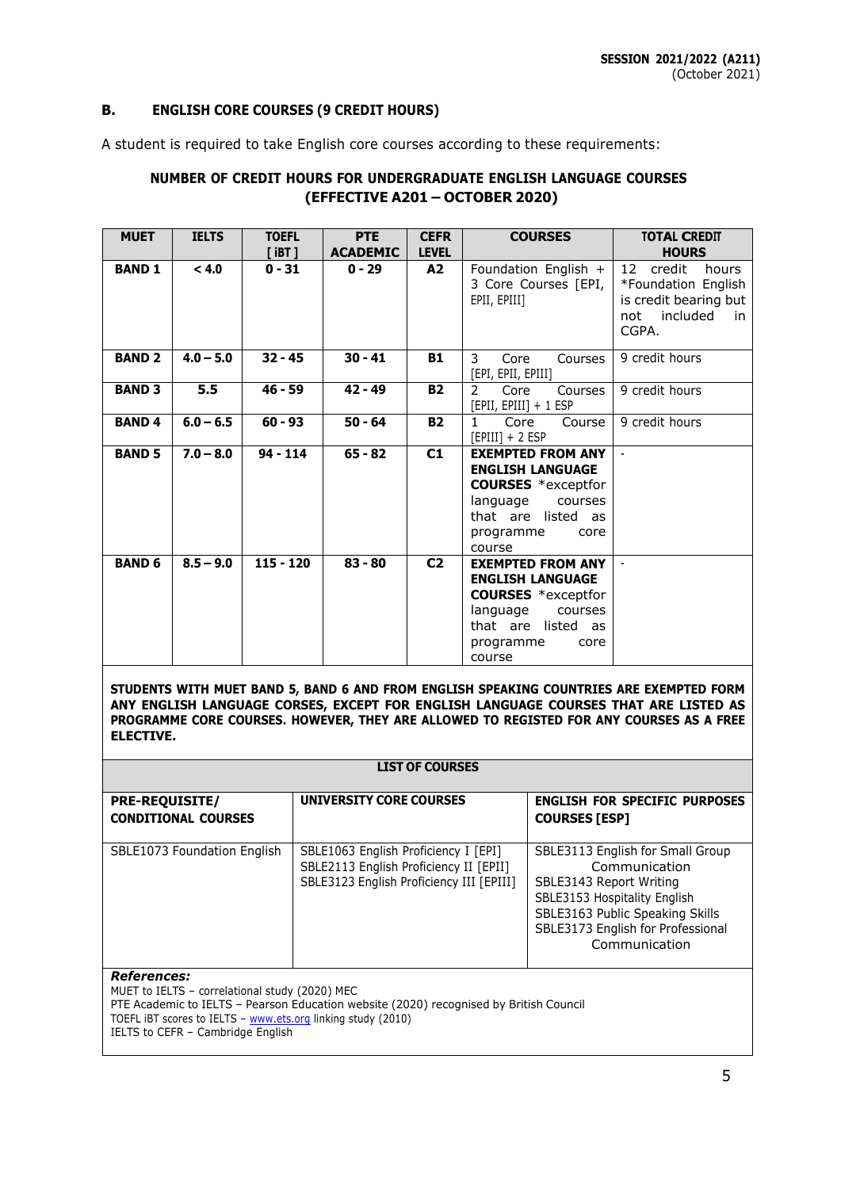## B. ENGLISH CORE COURSES (9 CREDIT HOURS)

A student is required to take English core courses according to these requirements:

### NUMBER OF CREDIT HOURS FOR UNDERGRADUATE ENGLISH LANGUAGE COURSES (EFFECTIVE A201 – OCTOBER 2020)

| MUET | IELTS | TOEFL [ iBT ] | PTE ACADEMIC | CEFR LEVEL | COURSES | TOTAL CREDIT HOURS |
|---|---|---|---|---|---|---|
| **BAND 1** | **< 4.0** | **0 - 31** | **0 - 29** | **A2** | Foundation English + 3 Core Courses [EPI, EPII, EPIII] | 12 credit hours *Foundation English is credit bearing but not included in CGPA. |
| **BAND 2** | **4.0 – 5.0** | **32 - 45** | **30 - 41** | **B1** | 3 Core Courses [EPI, EPII, EPIII] | 9 credit hours |
| **BAND 3** | **5.5** | **46 - 59** | **42 - 49** | **B2** | 2 Core Courses [EPII, EPIII] + 1 ESP | 9 credit hours |
| **BAND 4** | **6.0 – 6.5** | **60 - 93** | **50 - 64** | **B2** | 1 Core Course [EPIII] + 2 ESP | 9 credit hours |
| **BAND 5** | **7.0 – 8.0** | **94 - 114** | **65 - 82** | **C1** | **EXEMPTED FROM ANY ENGLISH LANGUAGE COURSES** *exceptfor language courses that are listed as programme core course | - |
| **BAND 6** | **8.5 – 9.0** | **115 - 120** | **83 - 80** | **C2** | **EXEMPTED FROM ANY ENGLISH LANGUAGE COURSES** *exceptfor language courses that are listed as programme core course | - |

**STUDENTS WITH MUET BAND 5, BAND 6 AND FROM ENGLISH SPEAKING COUNTRIES ARE EXEMPTED FORM ANY ENGLISH LANGUAGE CORSES, EXCEPT FOR ENGLISH LANGUAGE COURSES THAT ARE LISTED AS PROGRAMME CORE COURSES. HOWEVER, THEY ARE ALLOWED TO REGISTED FOR ANY COURSES AS A FREE ELECTIVE.**

**LIST OF COURSES**

| PRE-REQUISITE/ CONDITIONAL COURSES | UNIVERSITY CORE COURSES | ENGLISH FOR SPECIFIC PURPOSES COURSES [ESP] |
|---|---|---|
| SBLE1073 Foundation English | SBLE1063 English Proficiency I [EPI]<br>SBLE2113 English Proficiency II [EPII]<br>SBLE3123 English Proficiency III [EPIII] | SBLE3113 English for Small Group Communication<br>SBLE3143 Report Writing<br>SBLE3153 Hospitality English<br>SBLE3163 Public Speaking Skills<br>SBLE3173 English for Professional Communication |

***References:***

MUET to IELTS – correlational study (2020) MEC
PTE Academic to IELTS – Pearson Education website (2020) recognised by British Council
TOEFL iBT scores to IELTS – www.ets.org linking study (2010)
IELTS to CEFR – Cambridge English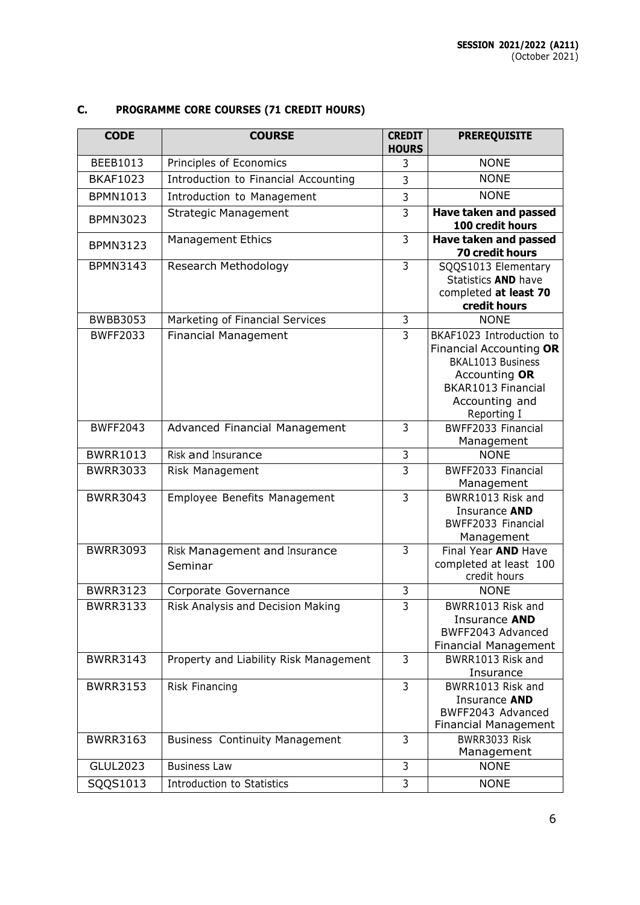## C. PROGRAMME CORE COURSES (71 CREDIT HOURS)

| CODE | COURSE | CREDIT HOURS | PREREQUISITE |
|---|---|---|---|
| BEEB1013 | Principles of Economics | 3 | NONE |
| BKAF1023 | Introduction to Financial Accounting | 3 | NONE |
| BPMN1013 | Introduction to Management | 3 | NONE |
| BPMN3023 | Strategic Management | 3 | **Have taken and passed 100 credit hours** |
| BPMN3123 | Management Ethics | 3 | **Have taken and passed 70 credit hours** |
| BPMN3143 | Research Methodology | 3 | SQQS1013 Elementary Statistics **AND** have completed **at least 70 credit hours** |
| BWBB3053 | Marketing of Financial Services | 3 | NONE |
| BWFF2033 | Financial Management | 3 | BKAF1023 Introduction to Financial Accounting **OR** BKAL1013 Business Accounting **OR** BKAR1013 Financial Accounting and Reporting I |
| BWFF2043 | Advanced Financial Management | 3 | BWFF2033 Financial Management |
| BWRR1013 | Risk and Insurance | 3 | NONE |
| BWRR3033 | Risk Management | 3 | BWFF2033 Financial Management |
| BWRR3043 | Employee Benefits Management | 3 | BWRR1013 Risk and Insurance **AND** BWFF2033 Financial Management |
| BWRR3093 | Risk Management and Insurance Seminar | 3 | Final Year **AND** Have completed at least 100 credit hours |
| BWRR3123 | Corporate Governance | 3 | NONE |
| BWRR3133 | Risk Analysis and Decision Making | 3 | BWRR1013 Risk and Insurance **AND** BWFF2043 Advanced Financial Management |
| BWRR3143 | Property and Liability Risk Management | 3 | BWRR1013 Risk and Insurance |
| BWRR3153 | Risk Financing | 3 | BWRR1013 Risk and Insurance **AND** BWFF2043 Advanced Financial Management |
| BWRR3163 | Business Continuity Management | 3 | BWRR3033 Risk Management |
| GLUL2023 | Business Law | 3 | NONE |
| SQQS1013 | Introduction to Statistics | 3 | NONE |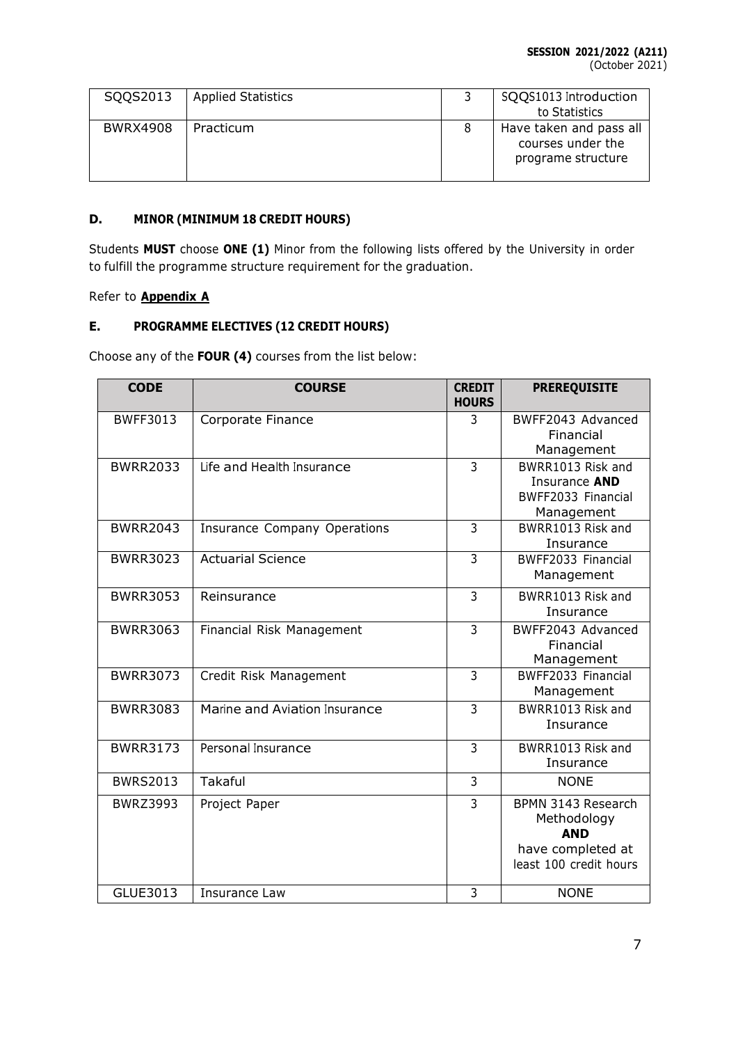| SQQS2013 | Applied Statistics | 3 | SQQS1013 Introduction to Statistics |
|---|---|---|---|
| BWRX4908 | Practicum | 8 | Have taken and pass all courses under the programe structure |

### D. MINOR (MINIMUM 18 CREDIT HOURS)

Students **MUST** choose **ONE (1)** Minor from the following lists offered by the University in order to fulfill the programme structure requirement for the graduation.

Refer to **Appendix A**

### E. PROGRAMME ELECTIVES (12 CREDIT HOURS)

Choose any of the **FOUR (4)** courses from the list below:

| CODE | COURSE | CREDIT HOURS | PREREQUISITE |
|---|---|---|---|
| BWFF3013 | Corporate Finance | 3 | BWFF2043 Advanced Financial Management |
| BWRR2033 | Life and Health Insurance | 3 | BWRR1013 Risk and Insurance **AND** BWFF2033 Financial Management |
| BWRR2043 | Insurance Company Operations | 3 | BWRR1013 Risk and Insurance |
| BWRR3023 | Actuarial Science | 3 | BWFF2033 Financial Management |
| BWRR3053 | Reinsurance | 3 | BWRR1013 Risk and Insurance |
| BWRR3063 | Financial Risk Management | 3 | BWFF2043 Advanced Financial Management |
| BWRR3073 | Credit Risk Management | 3 | BWFF2033 Financial Management |
| BWRR3083 | Marine and Aviation Insurance | 3 | BWRR1013 Risk and Insurance |
| BWRR3173 | Personal Insurance | 3 | BWRR1013 Risk and Insurance |
| BWRS2013 | Takaful | 3 | NONE |
| BWRZ3993 | Project Paper | 3 | BPMN 3143 Research Methodology **AND** have completed at least 100 credit hours |
| GLUE3013 | Insurance Law | 3 | NONE |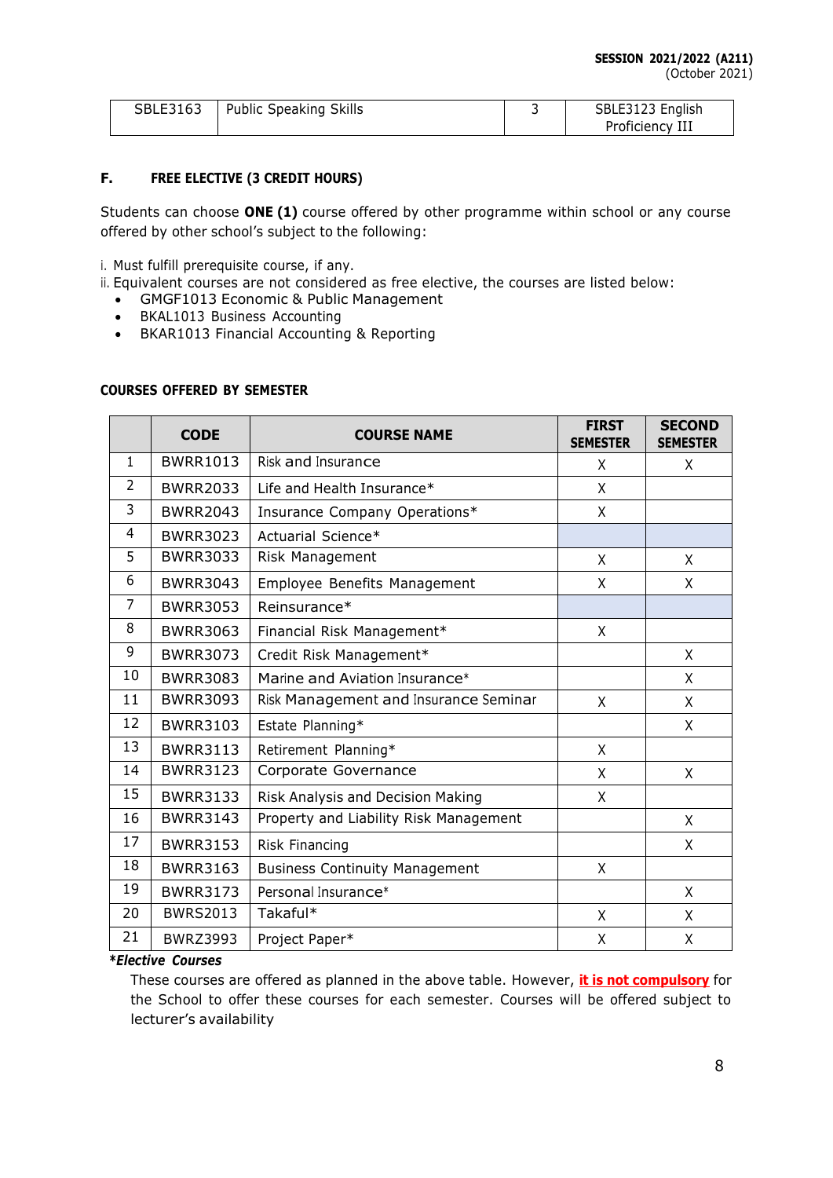| SBLE3163 | Public Speaking Skills | 3 | SBLE3123 English Proficiency III |
|---|---|---|---|

### F. FREE ELECTIVE (3 CREDIT HOURS)

Students can choose **ONE (1)** course offered by other programme within school or any course offered by other school's subject to the following:

i. Must fulfill prerequisite course, if any.
ii. Equivalent courses are not considered as free elective, the courses are listed below:

- GMGF1013 Economic & Public Management
- BKAL1013 Business Accounting
- BKAR1013 Financial Accounting & Reporting

#### COURSES OFFERED BY SEMESTER

| | CODE | COURSE NAME | FIRST SEMESTER | SECOND SEMESTER |
|---|---|---|---|---|
| 1 | BWRR1013 | Risk and Insurance | X | X |
| 2 | BWRR2033 | Life and Health Insurance* | X | |
| 3 | BWRR2043 | Insurance Company Operations* | X | |
| 4 | BWRR3023 | Actuarial Science* | | |
| 5 | BWRR3033 | Risk Management | X | X |
| 6 | BWRR3043 | Employee Benefits Management | X | X |
| 7 | BWRR3053 | Reinsurance* | | |
| 8 | BWRR3063 | Financial Risk Management* | X | |
| 9 | BWRR3073 | Credit Risk Management* | | X |
| 10 | BWRR3083 | Marine and Aviation Insurance* | | X |
| 11 | BWRR3093 | Risk Management and Insurance Seminar | X | X |
| 12 | BWRR3103 | Estate Planning* | | X |
| 13 | BWRR3113 | Retirement Planning* | X | |
| 14 | BWRR3123 | Corporate Governance | X | X |
| 15 | BWRR3133 | Risk Analysis and Decision Making | X | |
| 16 | BWRR3143 | Property and Liability Risk Management | | X |
| 17 | BWRR3153 | Risk Financing | | X |
| 18 | BWRR3163 | Business Continuity Management | X | |
| 19 | BWRR3173 | Personal Insurance* | | X |
| 20 | BWRS2013 | Takaful* | X | X |
| 21 | BWRZ3993 | Project Paper* | X | X |

***Elective Courses**

These courses are offered as planned in the above table. However, **it is not compulsory** for the School to offer these courses for each semester. Courses will be offered subject to lecturer's availability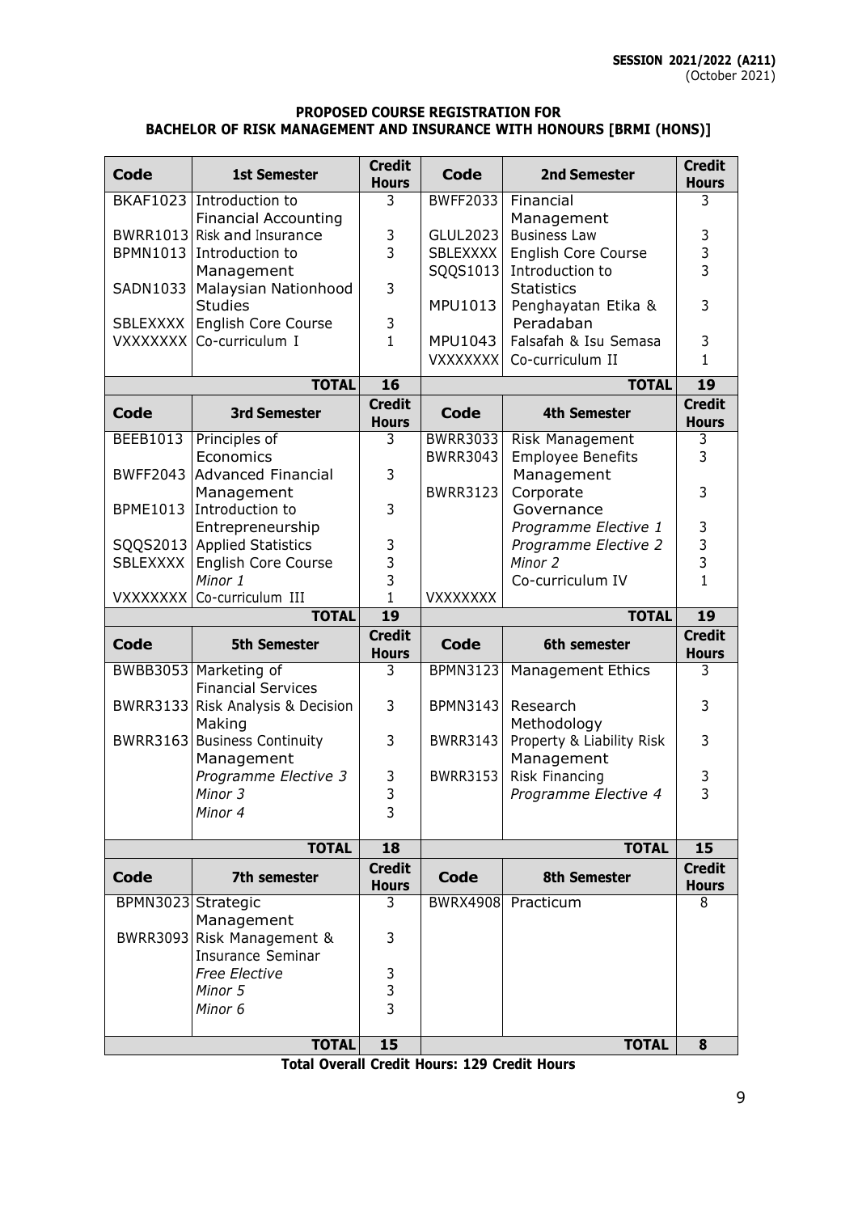**SESSION 2021/2022 (A211)**
(October 2021)

**PROPOSED COURSE REGISTRATION FOR**
**BACHELOR OF RISK MANAGEMENT AND INSURANCE WITH HONOURS [BRMI (HONS)]**

| Code | 1st Semester | Credit Hours | Code | 2nd Semester | Credit Hours |
|---|---|---|---|---|---|
| BKAF1023 | Introduction to Financial Accounting | 3 | BWFF2033 | Financial Management | 3 |
| BWRR1013 | Risk and Insurance | 3 | GLUL2023 | Business Law | 3 |
| BPMN1013 | Introduction to Management | 3 | SBLEXXXX | English Core Course | 3 |
| SADN1033 | Malaysian Nationhood Studies | 3 | SQQS1013 | Introduction to Statistics | 3 |
| SBLEXXXX | English Core Course | 3 | MPU1013 | Penghayatan Etika & Peradaban | 3 |
| VXXXXXXX | Co-curriculum I | 1 | MPU1043 | Falsafah & Isu Semasa | 3 |
| | | | VXXXXXXX | Co-curriculum II | 1 |
| | **TOTAL** | **16** | | **TOTAL** | **19** |
| **Code** | **3rd Semester** | **Credit Hours** | **Code** | **4th Semester** | **Credit Hours** |
| BEEB1013 | Principles of Economics | 3 | BWRR3033 | Risk Management | 3 |
| BWFF2043 | Advanced Financial Management | 3 | BWRR3043 | Employee Benefits Management | 3 |
| BPME1013 | Introduction to Entrepreneurship | 3 | BWRR3123 | Corporate Governance | 3 |
| SQQS2013 | Applied Statistics | 3 | | *Programme Elective 1* | 3 |
| SBLEXXXX | English Core Course | 3 | | *Programme Elective 2* | 3 |
| | *Minor 1* | 3 | | *Minor 2* | 3 |
| VXXXXXXX | Co-curriculum III | 1 | VXXXXXXX | Co-curriculum IV | 1 |
| | **TOTAL** | **19** | | **TOTAL** | **19** |
| **Code** | **5th Semester** | **Credit Hours** | **Code** | **6th semester** | **Credit Hours** |
| BWBB3053 | Marketing of Financial Services | 3 | BPMN3123 | Management Ethics | 3 |
| BWRR3133 | Risk Analysis & Decision Making | 3 | BPMN3143 | Research Methodology | 3 |
| BWRR3163 | Business Continuity Management | 3 | BWRR3143 | Property & Liability Risk Management | 3 |
| | *Programme Elective 3* | 3 | BWRR3153 | Risk Financing | 3 |
| | *Minor 3* | 3 | | *Programme Elective 4* | 3 |
| | *Minor 4* | 3 | | | |
| | **TOTAL** | **18** | | **TOTAL** | **15** |
| **Code** | **7th semester** | **Credit Hours** | **Code** | **8th Semester** | **Credit Hours** |
| BPMN3023 | Strategic Management | 3 | BWRX4908 | Practicum | 8 |
| BWRR3093 | Risk Management & Insurance Seminar | 3 | | | |
| | *Free Elective* | 3 | | | |
| | *Minor 5* | 3 | | | |
| | *Minor 6* | 3 | | | |
| | **TOTAL** | **15** | | **TOTAL** | **8** |

**Total Overall Credit Hours: 129 Credit Hours**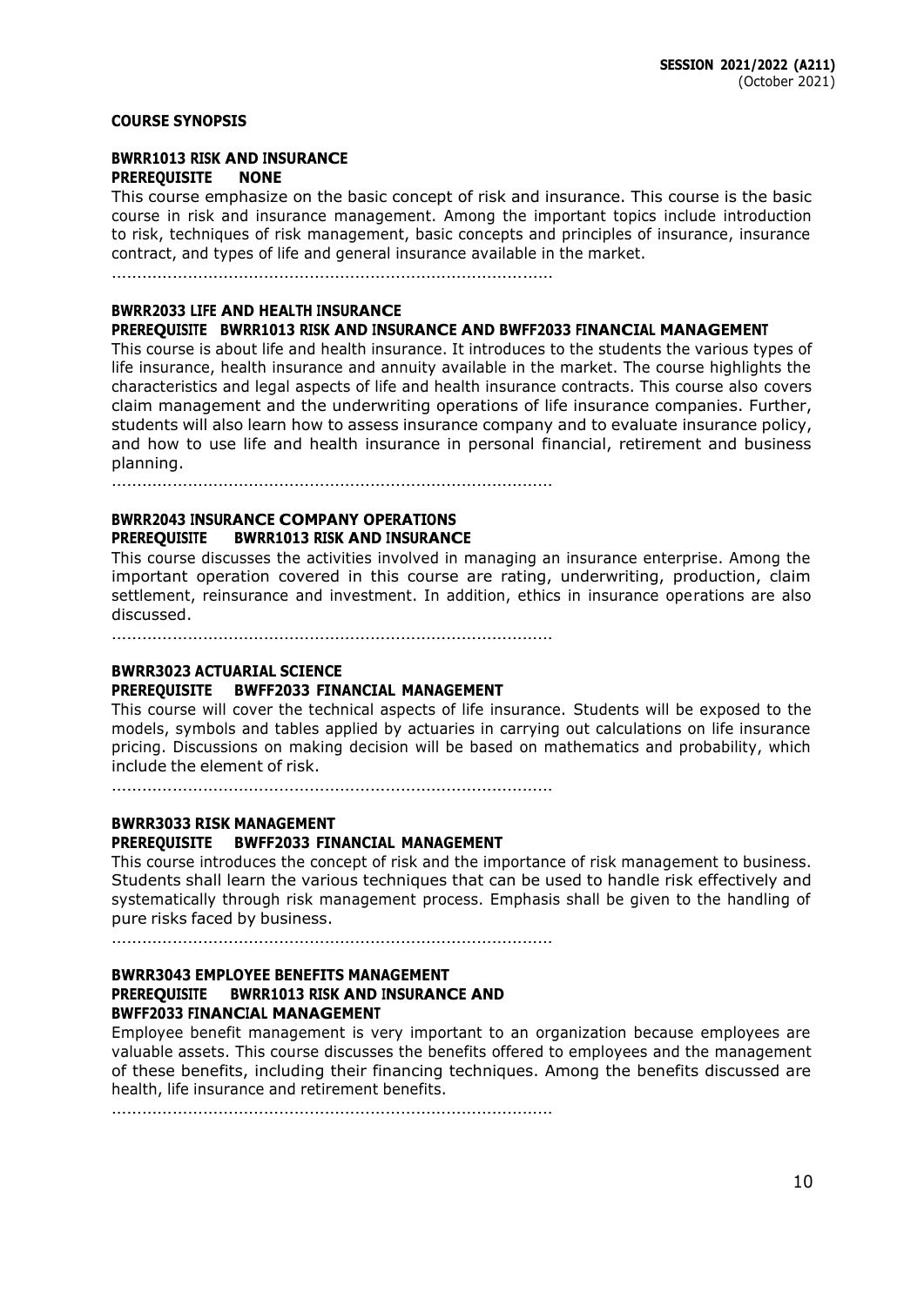**COURSE SYNOPSIS**

**BWRR1013 RISK AND INSURANCE**
**PREREQUISITE NONE**

This course emphasize on the basic concept of risk and insurance. This course is the basic course in risk and insurance management. Among the important topics include introduction to risk, techniques of risk management, basic concepts and principles of insurance, insurance contract, and types of life and general insurance available in the market.

.........................................................................................

**BWRR2033 LIFE AND HEALTH INSURANCE**
**PREREQUISITE BWRR1013 RISK AND INSURANCE AND BWFF2033 FINANCIAL MANAGEMENT**

This course is about life and health insurance. It introduces to the students the various types of life insurance, health insurance and annuity available in the market. The course highlights the characteristics and legal aspects of life and health insurance contracts. This course also covers claim management and the underwriting operations of life insurance companies. Further, students will also learn how to assess insurance company and to evaluate insurance policy, and how to use life and health insurance in personal financial, retirement and business planning.

.........................................................................................

**BWRR2043 INSURANCE COMPANY OPERATIONS**
**PREREQUISITE BWRR1013 RISK AND INSURANCE**

This course discusses the activities involved in managing an insurance enterprise. Among the important operation covered in this course are rating, underwriting, production, claim settlement, reinsurance and investment. In addition, ethics in insurance operations are also discussed.

.........................................................................................

**BWRR3023 ACTUARIAL SCIENCE**
**PREREQUISITE BWFF2033 FINANCIAL MANAGEMENT**

This course will cover the technical aspects of life insurance. Students will be exposed to the models, symbols and tables applied by actuaries in carrying out calculations on life insurance pricing. Discussions on making decision will be based on mathematics and probability, which include the element of risk.

.........................................................................................

**BWRR3033 RISK MANAGEMENT**
**PREREQUISITE BWFF2033 FINANCIAL MANAGEMENT**

This course introduces the concept of risk and the importance of risk management to business. Students shall learn the various techniques that can be used to handle risk effectively and systematically through risk management process. Emphasis shall be given to the handling of pure risks faced by business.

.........................................................................................

**BWRR3043 EMPLOYEE BENEFITS MANAGEMENT**
**PREREQUISITE BWRR1013 RISK AND INSURANCE AND BWFF2033 FINANCIAL MANAGEMENT**

Employee benefit management is very important to an organization because employees are valuable assets. This course discusses the benefits offered to employees and the management of these benefits, including their financing techniques. Among the benefits discussed are health, life insurance and retirement benefits.

.........................................................................................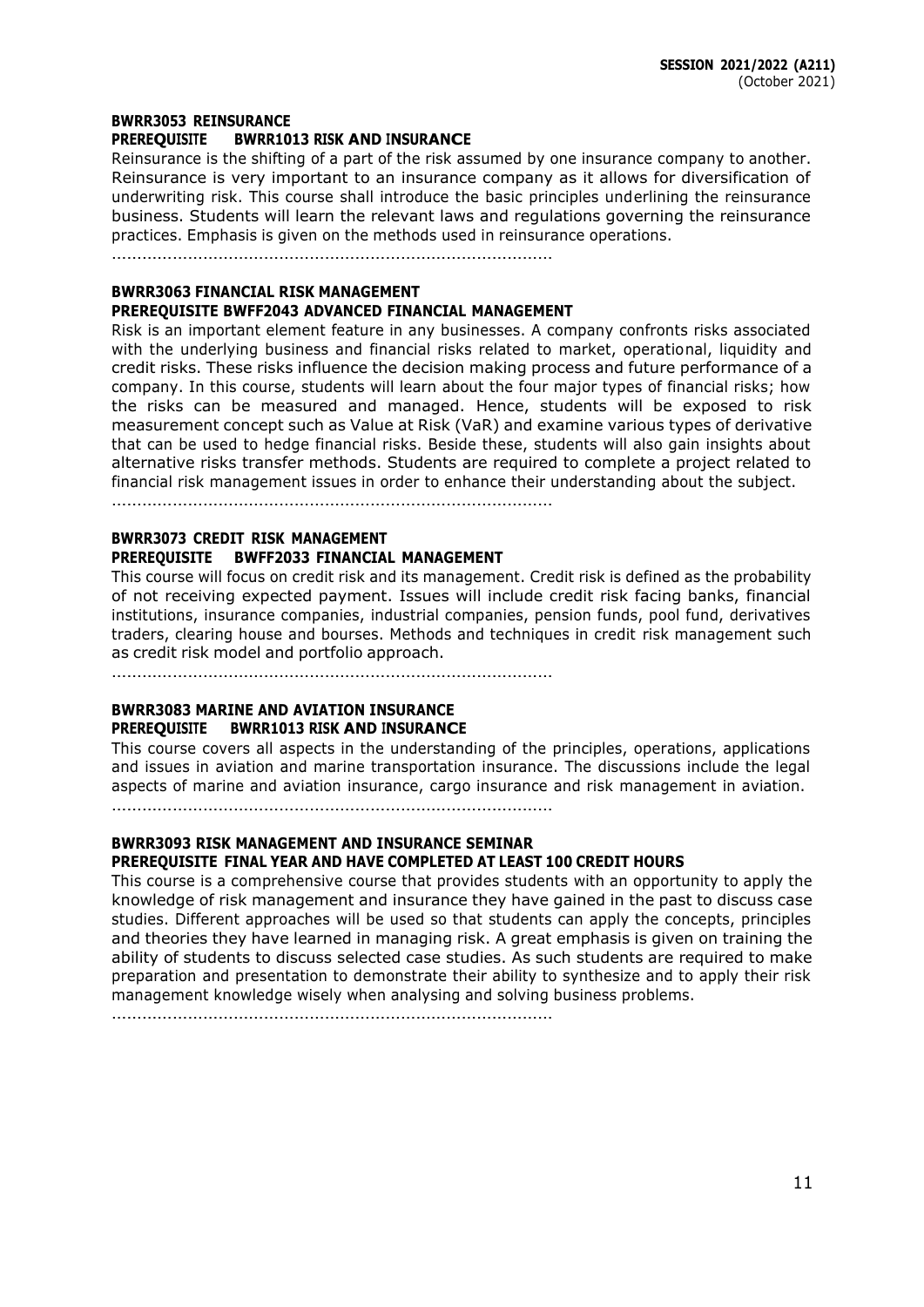**BWRR3053 REINSURANCE**
**PREREQUISITE BWRR1013 RISK AND INSURANCE**

Reinsurance is the shifting of a part of the risk assumed by one insurance company to another. Reinsurance is very important to an insurance company as it allows for diversification of underwriting risk. This course shall introduce the basic principles underlining the reinsurance business. Students will learn the relevant laws and regulations governing the reinsurance practices. Emphasis is given on the methods used in reinsurance operations.

........................................................................................

**BWRR3063 FINANCIAL RISK MANAGEMENT**
**PREREQUISITE BWFF2043 ADVANCED FINANCIAL MANAGEMENT**

Risk is an important element feature in any businesses. A company confronts risks associated with the underlying business and financial risks related to market, operational, liquidity and credit risks. These risks influence the decision making process and future performance of a company. In this course, students will learn about the four major types of financial risks; how the risks can be measured and managed. Hence, students will be exposed to risk measurement concept such as Value at Risk (VaR) and examine various types of derivative that can be used to hedge financial risks. Beside these, students will also gain insights about alternative risks transfer methods. Students are required to complete a project related to financial risk management issues in order to enhance their understanding about the subject.

........................................................................................

**BWRR3073 CREDIT RISK MANAGEMENT**
**PREREQUISITE BWFF2033 FINANCIAL MANAGEMENT**

This course will focus on credit risk and its management. Credit risk is defined as the probability of not receiving expected payment. Issues will include credit risk facing banks, financial institutions, insurance companies, industrial companies, pension funds, pool fund, derivatives traders, clearing house and bourses. Methods and techniques in credit risk management such as credit risk model and portfolio approach.

........................................................................................

**BWRR3083 MARINE AND AVIATION INSURANCE**
**PREREQUISITE BWRR1013 RISK AND INSURANCE**

This course covers all aspects in the understanding of the principles, operations, applications and issues in aviation and marine transportation insurance. The discussions include the legal aspects of marine and aviation insurance, cargo insurance and risk management in aviation.

........................................................................................

**BWRR3093 RISK MANAGEMENT AND INSURANCE SEMINAR**
**PREREQUISITE FINAL YEAR AND HAVE COMPLETED AT LEAST 100 CREDIT HOURS**

This course is a comprehensive course that provides students with an opportunity to apply the knowledge of risk management and insurance they have gained in the past to discuss case studies. Different approaches will be used so that students can apply the concepts, principles and theories they have learned in managing risk. A great emphasis is given on training the ability of students to discuss selected case studies. As such students are required to make preparation and presentation to demonstrate their ability to synthesize and to apply their risk management knowledge wisely when analysing and solving business problems.

........................................................................................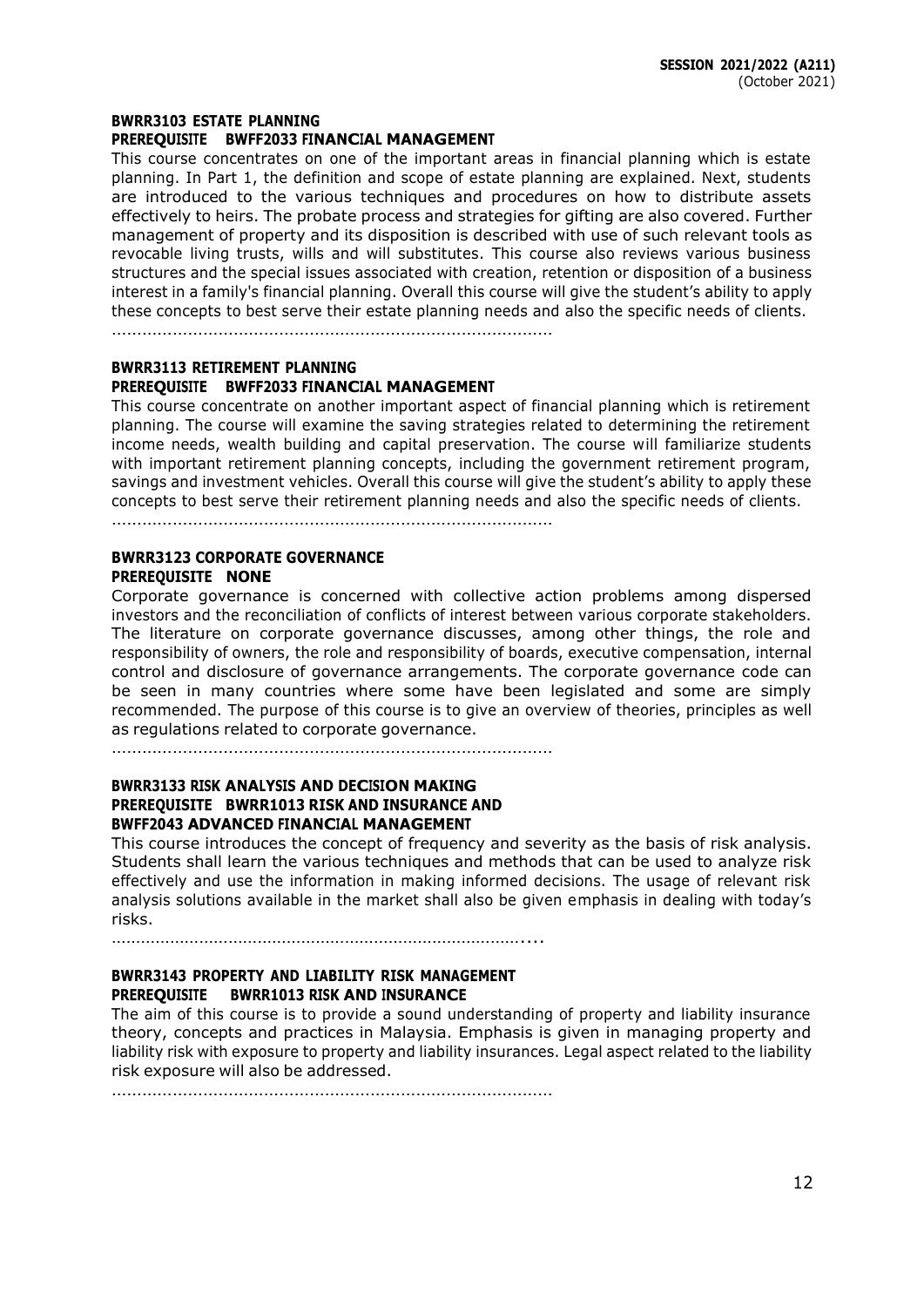### BWRR3103 ESTATE PLANNING
**PREREQUISITE BWFF2033 FINANCIAL MANAGEMENT**

This course concentrates on one of the important areas in financial planning which is estate planning. In Part 1, the definition and scope of estate planning are explained. Next, students are introduced to the various techniques and procedures on how to distribute assets effectively to heirs. The probate process and strategies for gifting are also covered. Further management of property and its disposition is described with use of such relevant tools as revocable living trusts, wills and will substitutes. This course also reviews various business structures and the special issues associated with creation, retention or disposition of a business interest in a family's financial planning. Overall this course will give the student's ability to apply these concepts to best serve their estate planning needs and also the specific needs of clients.

.........................................................................................

### BWRR3113 RETIREMENT PLANNING
**PREREQUISITE BWFF2033 FINANCIAL MANAGEMENT**

This course concentrate on another important aspect of financial planning which is retirement planning. The course will examine the saving strategies related to determining the retirement income needs, wealth building and capital preservation. The course will familiarize students with important retirement planning concepts, including the government retirement program, savings and investment vehicles. Overall this course will give the student's ability to apply these concepts to best serve their retirement planning needs and also the specific needs of clients.

.........................................................................................

### BWRR3123 CORPORATE GOVERNANCE
**PREREQUISITE NONE**

Corporate governance is concerned with collective action problems among dispersed investors and the reconciliation of conflicts of interest between various corporate stakeholders. The literature on corporate governance discusses, among other things, the role and responsibility of owners, the role and responsibility of boards, executive compensation, internal control and disclosure of governance arrangements. The corporate governance code can be seen in many countries where some have been legislated and some are simply recommended. The purpose of this course is to give an overview of theories, principles as well as regulations related to corporate governance.

.........................................................................................

### BWRR3133 RISK ANALYSIS AND DECISION MAKING
**PREREQUISITE BWRR1013 RISK AND INSURANCE AND BWFF2043 ADVANCED FINANCIAL MANAGEMENT**

This course introduces the concept of frequency and severity as the basis of risk analysis. Students shall learn the various techniques and methods that can be used to analyze risk effectively and use the information in making informed decisions. The usage of relevant risk analysis solutions available in the market shall also be given emphasis in dealing with today's risks.

.........................................................................................

### BWRR3143 PROPERTY AND LIABILITY RISK MANAGEMENT
**PREREQUISITE BWRR1013 RISK AND INSURANCE**

The aim of this course is to provide a sound understanding of property and liability insurance theory, concepts and practices in Malaysia. Emphasis is given in managing property and liability risk with exposure to property and liability insurances. Legal aspect related to the liability risk exposure will also be addressed.

.........................................................................................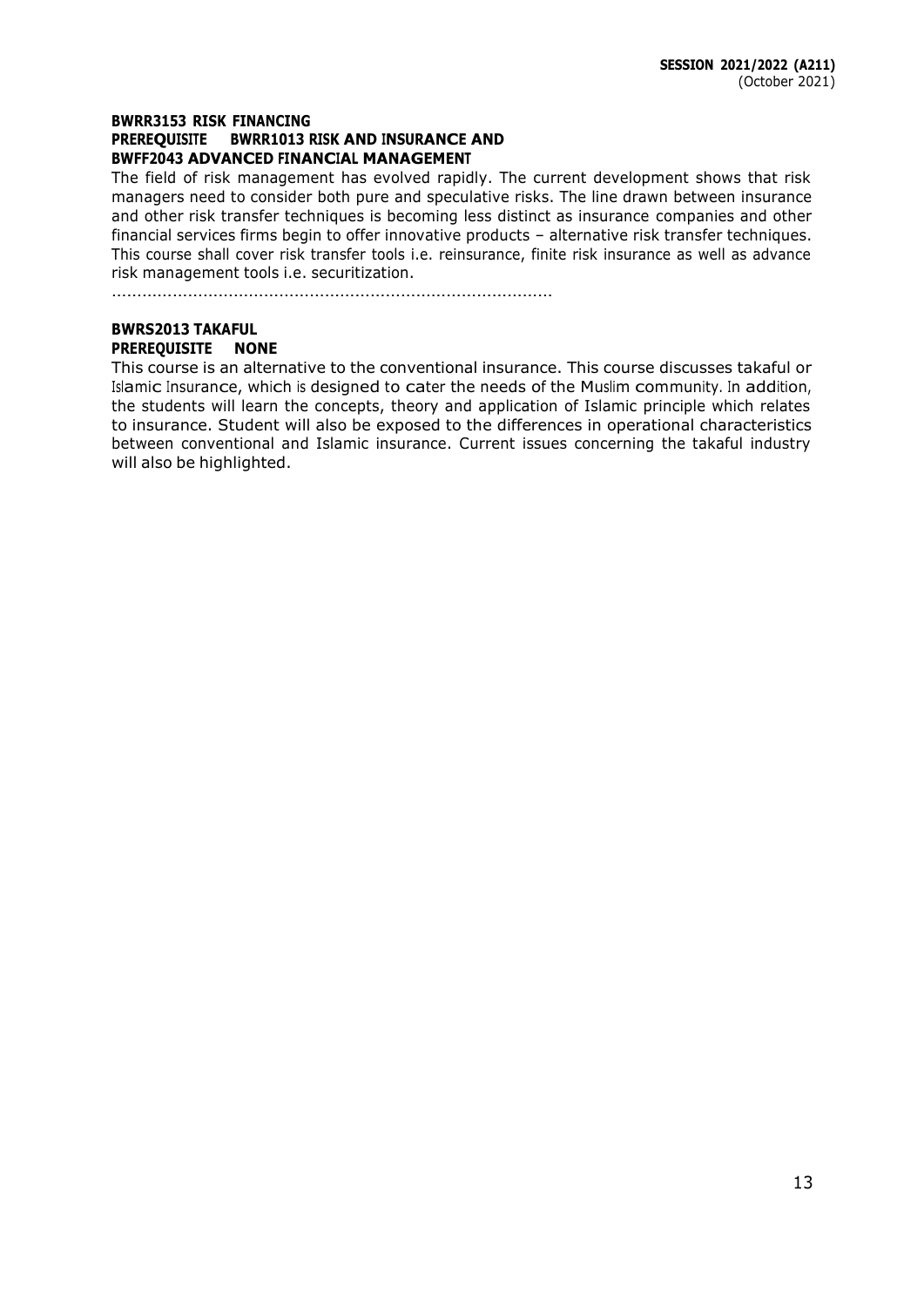**BWRR3153 RISK FINANCING**
**PREREQUISITE BWRR1013 RISK AND INSURANCE AND BWFF2043 ADVANCED FINANCIAL MANAGEMENT**

The field of risk management has evolved rapidly. The current development shows that risk managers need to consider both pure and speculative risks. The line drawn between insurance and other risk transfer techniques is becoming less distinct as insurance companies and other financial services firms begin to offer innovative products – alternative risk transfer techniques. This course shall cover risk transfer tools i.e. reinsurance, finite risk insurance as well as advance risk management tools i.e. securitization.

……………………………………………………………………………

**BWRS2013 TAKAFUL**
**PREREQUISITE NONE**

This course is an alternative to the conventional insurance. This course discusses takaful or Islamic Insurance, which is designed to cater the needs of the Muslim community. In addition, the students will learn the concepts, theory and application of Islamic principle which relates to insurance. Student will also be exposed to the differences in operational characteristics between conventional and Islamic insurance. Current issues concerning the takaful industry will also be highlighted.